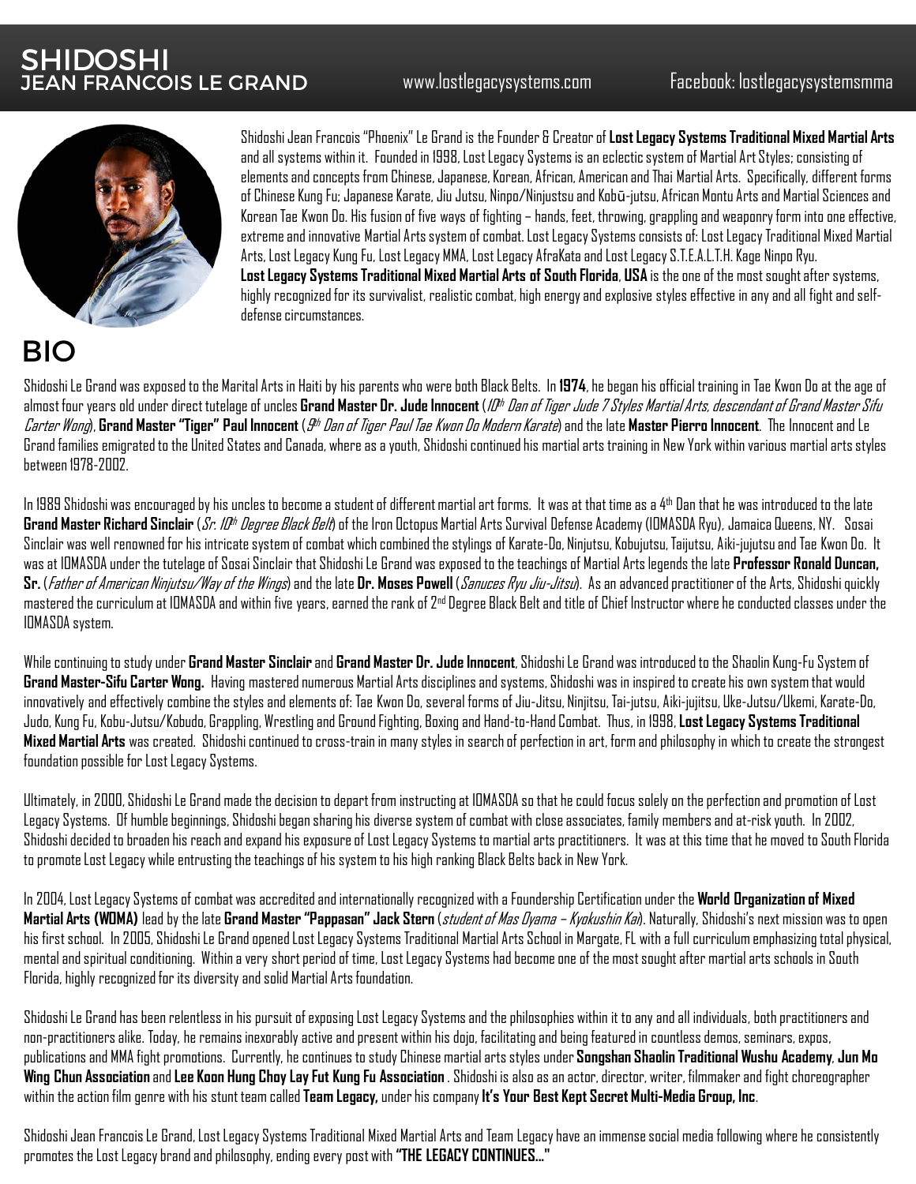# SHIDOSHI
## JEAN FRANCOIS LE GRAND

www.lostlegacysystems.com Facebook: lostlegacysystemsmma

Shidoshi Jean Francois "Phoenix" Le Grand is the Founder & Creator of **Lost Legacy Systems Traditional Mixed Martial Arts** and all systems within it. Founded in 1998, Lost Legacy Systems is an eclectic system of Martial Art Styles; consisting of elements and concepts from Chinese, Japanese, Korean, African, American and Thai Martial Arts. Specifically, different forms of Chinese Kung Fu; Japanese Karate, Jiu Jutsu, Ninpo/Ninjustsu and Kobū-jutsu, African Montu Arts and Martial Sciences and Korean Tae Kwon Do. His fusion of five ways of fighting – hands, feet, throwing, grappling and weaponry form into one effective, extreme and innovative Martial Arts system of combat. Lost Legacy Systems consists of: Lost Legacy Traditional Mixed Martial Arts, Lost Legacy Kung Fu, Lost Legacy MMA, Lost Legacy AfraKata and Lost Legacy S.T.E.A.L.T.H. Kage Ninpo Ryu. **Lost Legacy Systems Traditional Mixed Martial Arts of South Florida**, **USA** is the one of the most sought after systems, highly recognized for its survivalist, realistic combat, high energy and explosive styles effective in any and all fight and self-defense circumstances.

## BIO

Shidoshi Le Grand was exposed to the Marital Arts in Haiti by his parents who were both Black Belts. In **1974**, he began his official training in Tae Kwon Do at the age of almost four years old under direct tutelage of uncles **Grand Master Dr. Jude Innocent** (*10th Dan of Tiger Jude 7 Styles Martial Arts, descendant of Grand Master Sifu Carter Wong*), **Grand Master "Tiger" Paul Innocent** (*9th Dan of Tiger Paul Tae Kwon Do Modern Karate*) and the late **Master Pierro Innocent**. The Innocent and Le Grand families emigrated to the United States and Canada, where as a youth, Shidoshi continued his martial arts training in New York within various martial arts styles between 1978-2002.

In 1989 Shidoshi was encouraged by his uncles to become a student of different martial art forms. It was at that time as a 4th Dan that he was introduced to the late **Grand Master Richard Sinclair** (*Sr. 10th Degree Black Belt*) of the Iron Octopus Martial Arts Survival Defense Academy (IOMASDA Ryu), Jamaica Queens, NY. Sosai Sinclair was well renowned for his intricate system of combat which combined the stylings of Karate-Do, Ninjutsu, Kobujutsu, Taijutsu, Aiki-jujutsu and Tae Kwon Do. It was at IOMASDA under the tutelage of Sosai Sinclair that Shidoshi Le Grand was exposed to the teachings of Martial Arts legends the late **Professor Ronald Duncan, Sr.** (*Father of American Ninjutsu/Way of the Wings*) and the late **Dr. Moses Powell** (*Sanuces Ryu Jiu-Jitsu*). As an advanced practitioner of the Arts, Shidoshi quickly mastered the curriculum at IOMASDA and within five years, earned the rank of 2nd Degree Black Belt and title of Chief Instructor where he conducted classes under the IOMASDA system.

While continuing to study under **Grand Master Sinclair** and **Grand Master Dr. Jude Innocent**, Shidoshi Le Grand was introduced to the Shaolin Kung-Fu System of **Grand Master-Sifu Carter Wong.** Having mastered numerous Martial Arts disciplines and systems, Shidoshi was in inspired to create his own system that would innovatively and effectively combine the styles and elements of: Tae Kwon Do, several forms of Jiu-Jitsu, Ninjitsu, Tai-jutsu, Aiki-jujitsu, Uke-Jutsu/Ukemi, Karate-Do, Judo, Kung Fu, Kobu-Jutsu/Kobudo, Grappling, Wrestling and Ground Fighting, Boxing and Hand-to-Hand Combat. Thus, in 1998, **Lost Legacy Systems Traditional Mixed Martial Arts** was created. Shidoshi continued to cross-train in many styles in search of perfection in art, form and philosophy in which to create the strongest foundation possible for Lost Legacy Systems.

Ultimately, in 2000, Shidoshi Le Grand made the decision to depart from instructing at IOMASDA so that he could focus solely on the perfection and promotion of Lost Legacy Systems. Of humble beginnings, Shidoshi began sharing his diverse system of combat with close associates, family members and at-risk youth. In 2002, Shidoshi decided to broaden his reach and expand his exposure of Lost Legacy Systems to martial arts practitioners. It was at this time that he moved to South Florida to promote Lost Legacy while entrusting the teachings of his system to his high ranking Black Belts back in New York.

In 2004, Lost Legacy Systems of combat was accredited and internationally recognized with a Foundership Certification under the **World Organization of Mixed Martial Arts (WOMA)** lead by the late **Grand Master "Pappasan" Jack Stern** (*student of Mas Oyama – Kyokushin Kai*). Naturally, Shidoshi's next mission was to open his first school. In 2005, Shidoshi Le Grand opened Lost Legacy Systems Traditional Martial Arts School in Margate, FL with a full curriculum emphasizing total physical, mental and spiritual conditioning. Within a very short period of time, Lost Legacy Systems had become one of the most sought after martial arts schools in South Florida, highly recognized for its diversity and solid Martial Arts foundation.

Shidoshi Le Grand has been relentless in his pursuit of exposing Lost Legacy Systems and the philosophies within it to any and all individuals, both practitioners and non-practitioners alike. Today, he remains inexorably active and present within his dojo, facilitating and being featured in countless demos, seminars, expos, publications and MMA fight promotions. Currently, he continues to study Chinese martial arts styles under **Songshan Shaolin Traditional Wushu Academy**, **Jun Mo Wing Chun Association** and **Lee Koon Hung Choy Lay Fut Kung Fu Association** . Shidoshi is also as an actor, director, writer, filmmaker and fight choreographer within the action film genre with his stunt team called **Team Legacy,** under his company **It's Your Best Kept Secret Multi-Media Group, Inc**.

Shidoshi Jean Francois Le Grand, Lost Legacy Systems Traditional Mixed Martial Arts and Team Legacy have an immense social media following where he consistently promotes the Lost Legacy brand and philosophy, ending every post with **"THE LEGACY CONTINUES…"**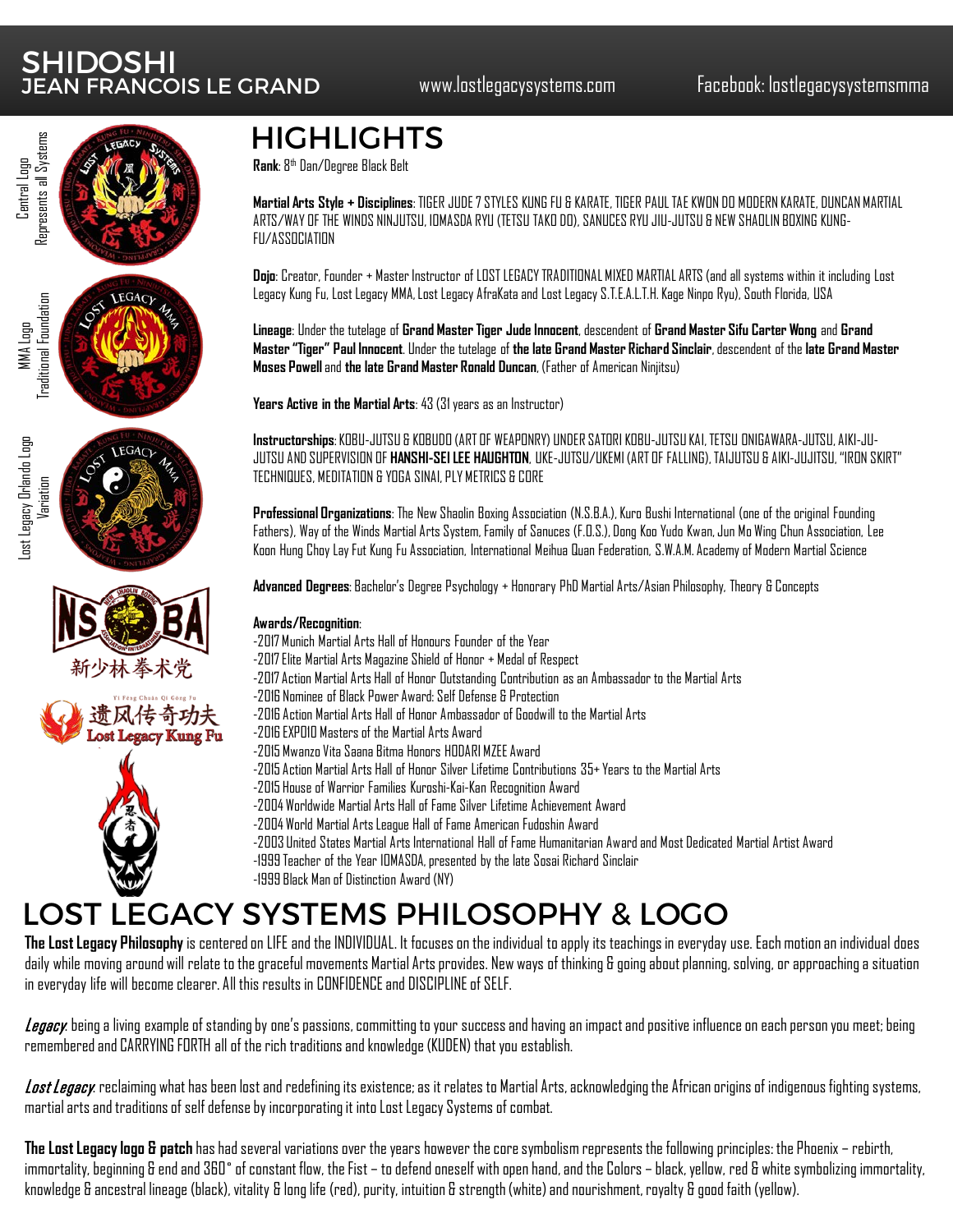# SHIDOSHI JEAN FRANCOIS LE GRAND

www.lostlegacysystems.com

Facebook: lostlegacysystemsmma

Central Logo
Represents all Systems

MMA Logo
Traditional Foundation

Lost Legacy Orlando Logo
Variation

## HIGHLIGHTS

**Rank**: 8th Dan/Degree Black Belt

**Martial Arts Style + Disciplines**: TIGER JUDE 7 STYLES KUNG FU & KARATE, TIGER PAUL TAE KWON DO MODERN KARATE, DUNCAN MARTIAL ARTS/WAY OF THE WINDS NINJUTSU, IOMASDA RYU (TETSU TAKO DO), SANUCES RYU JIU-JUTSU & NEW SHAOLIN BOXING KUNG-FU/ASSOCIATION

**Dojo**: Creator, Founder + Master Instructor of LOST LEGACY TRADITIONAL MIXED MARTIAL ARTS (and all systems within it including Lost Legacy Kung Fu, Lost Legacy MMA, Lost Legacy AfraKata and Lost Legacy S.T.E.A.L.T.H. Kage Ninpo Ryu), South Florida, USA

**Lineage**: Under the tutelage of **Grand Master Tiger Jude Innocent**, descendent of **Grand Master Sifu Carter Wong** and **Grand Master "Tiger" Paul Innocent**. Under the tutelage of **the late Grand Master Richard Sinclair**, descendent of the **late Grand Master Moses Powell** and **the late Grand Master Ronald Duncan**, (Father of American Ninjitsu)

**Years Active in the Martial Arts**: 43 (31 years as an Instructor)

**Instructorships**: KOBU-JUTSU & KOBUDO (ART OF WEAPONRY) UNDER SATORI KOBU-JUTSU KAI, TETSU ONIGAWARA-JUTSU, AIKI-JU-JUTSU AND SUPERVISION OF **HANSHI-SEI LEE HAUGHTON**, UKE-JUTSU/UKEMI (ART OF FALLING), TAIJUTSU & AIKI-JUJITSU, "IRON SKIRT" TECHNIQUES, MEDITATION & YOGA SINAI, PLY METRICS & CORE

**Professional Organizations**: The New Shaolin Boxing Association (N.S.B.A.), Kuro Bushi International (one of the original Founding Fathers), Way of the Winds Martial Arts System, Family of Sanuces (F.O.S.), Dong Koo Yudo Kwan, Jun Mo Wing Chun Association, Lee Koon Hung Choy Lay Fut Kung Fu Association, International Meihua Quan Federation, S.W.A.M. Academy of Modern Martial Science

**Advanced Degrees**: Bachelor's Degree Psychology + Honorary PhD Martial Arts/Asian Philosophy, Theory & Concepts

**Awards/Recognition**:

- 2017 Munich Martial Arts Hall of Honours Founder of the Year
- 2017 Elite Martial Arts Magazine Shield of Honor + Medal of Respect
- 2017 Action Martial Arts Hall of Honor Outstanding Contribution as an Ambassador to the Martial Arts
- 2016 Nominee of Black Power Award: Self Defense & Protection
- 2016 Action Martial Arts Hall of Honor Ambassador of Goodwill to the Martial Arts
- 2016 EXPOIO Masters of the Martial Arts Award
- 2015 Mwanzo Vita Saana Bitma Honors HODARI MZEE Award
- 2015 Action Martial Arts Hall of Honor Silver Lifetime Contributions 35+ Years to the Martial Arts
- 2015 House of Warrior Families Kuroshi-Kai-Kan Recognition Award
- 2004 Worldwide Martial Arts Hall of Fame Silver Lifetime Achievement Award
- 2004 World Martial Arts League Hall of Fame American Fudoshin Award
- 2003 United States Martial Arts International Hall of Fame Humanitarian Award and Most Dedicated Martial Artist Award
- 1999 Teacher of the Year IOMASDA, presented by the late Sosai Richard Sinclair
- 1999 Black Man of Distinction Award (NY)

## LOST LEGACY SYSTEMS PHILOSOPHY & LOGO

**The Lost Legacy Philosophy** is centered on LIFE and the INDIVIDUAL. It focuses on the individual to apply its teachings in everyday use. Each motion an individual does daily while moving around will relate to the graceful movements Martial Arts provides. New ways of thinking & going about planning, solving, or approaching a situation in everyday life will become clearer. All this results in CONFIDENCE and DISCIPLINE of SELF.

***Legacy***: being a living example of standing by one's passions, committing to your success and having an impact and positive influence on each person you meet; being remembered and CARRYING FORTH all of the rich traditions and knowledge (KUDEN) that you establish.

***Lost Legacy***: reclaiming what has been lost and redefining its existence; as it relates to Martial Arts, acknowledging the African origins of indigenous fighting systems, martial arts and traditions of self defense by incorporating it into Lost Legacy Systems of combat.

**The Lost Legacy logo & patch** has had several variations over the years however the core symbolism represents the following principles: the Phoenix – rebirth, immortality, beginning & end and 360° of constant flow, the Fist – to defend oneself with open hand, and the Colors – black, yellow, red & white symbolizing immortality, knowledge & ancestral lineage (black), vitality & long life (red), purity, intuition & strength (white) and nourishment, royalty & good faith (yellow).